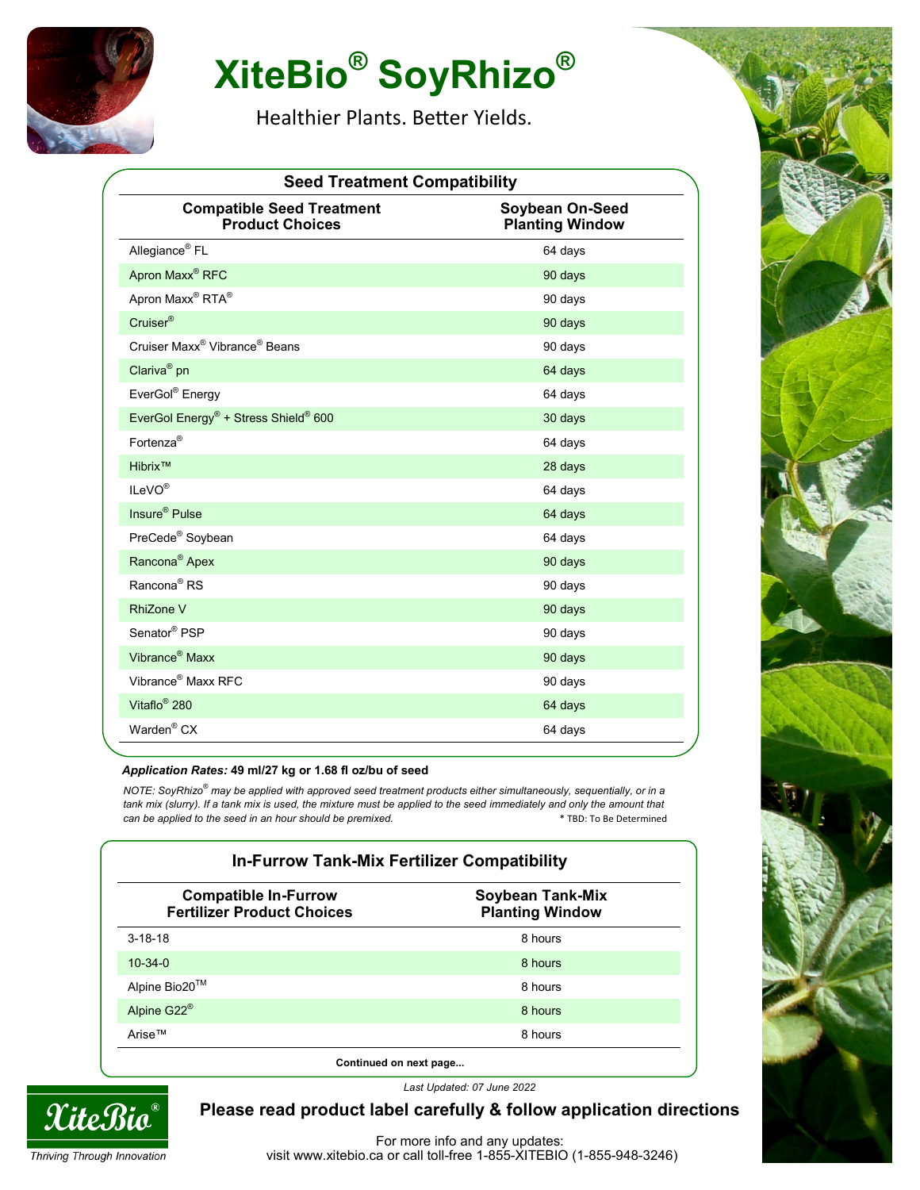# XiteBio® SoyRhizo®

Healthier Plants. Better Yields.

## Seed Treatment Compatibility

| Compatible Seed Treatment Product Choices | Soybean On-Seed Planting Window |
|---|---|
| Allegiance® FL | 64 days |
| Apron Maxx® RFC | 90 days |
| Apron Maxx® RTA® | 90 days |
| Cruiser® | 90 days |
| Cruiser Maxx® Vibrance® Beans | 90 days |
| Clariva® pn | 64 days |
| EverGol® Energy | 64 days |
| EverGol Energy® + Stress Shield® 600 | 30 days |
| Fortenza® | 64 days |
| Hibrix™ | 28 days |
| ILeVO® | 64 days |
| Insure® Pulse | 64 days |
| PreCede® Soybean | 64 days |
| Rancona® Apex | 90 days |
| Rancona® RS | 90 days |
| RhiZone V | 90 days |
| Senator® PSP | 90 days |
| Vibrance® Maxx | 90 days |
| Vibrance® Maxx RFC | 90 days |
| Vitaflo® 280 | 64 days |
| Warden® CX | 64 days |

***Application Rates:* 49 ml/27 kg or 1.68 fl oz/bu of seed**

*NOTE: SoyRhizo® may be applied with approved seed treatment products either simultaneously, sequentially, or in a tank mix (slurry). If a tank mix is used, the mixture must be applied to the seed immediately and only the amount that can be applied to the seed in an hour should be premixed.*

* TBD: To Be Determined

## In-Furrow Tank-Mix Fertilizer Compatibility

| Compatible In-Furrow Fertilizer Product Choices | Soybean Tank-Mix Planting Window |
|---|---|
| 3-18-18 | 8 hours |
| 10-34-0 | 8 hours |
| Alpine Bio20™ | 8 hours |
| Alpine G22® | 8 hours |
| Arise™ | 8 hours |

**Continued on next page...**

*Last Updated: 07 June 2022*

XiteBio®

*Thriving Through Innovation*

**Please read product label carefully & follow application directions**

For more info and any updates:
visit www.xitebio.ca or call toll-free 1-855-XITEBIO (1-855-948-3246)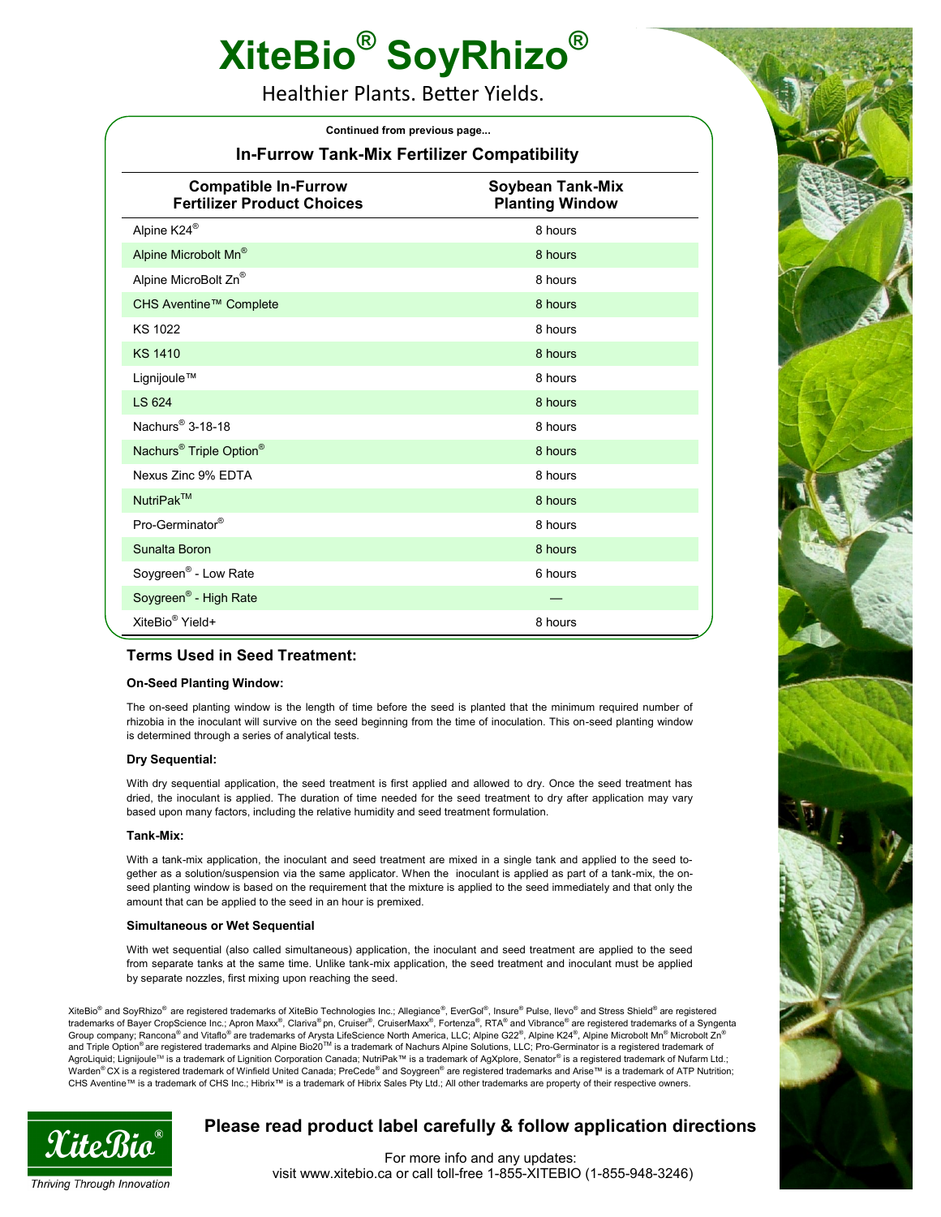# XiteBio® SoyRhizo®

Healthier Plants. Better Yields.

**Continued from previous page...**

## In-Furrow Tank-Mix Fertilizer Compatibility

| Compatible In-Furrow Fertilizer Product Choices | Soybean Tank-Mix Planting Window |
|---|---|
| Alpine K24® | 8 hours |
| Alpine Microbolt Mn® | 8 hours |
| Alpine MicroBolt Zn® | 8 hours |
| CHS Aventine™ Complete | 8 hours |
| KS 1022 | 8 hours |
| KS 1410 | 8 hours |
| Lignijoule™ | 8 hours |
| LS 624 | 8 hours |
| Nachurs® 3-18-18 | 8 hours |
| Nachurs® Triple Option® | 8 hours |
| Nexus Zinc 9% EDTA | 8 hours |
| NutriPak™ | 8 hours |
| Pro-Germinator® | 8 hours |
| Sunalta Boron | 8 hours |
| Soygreen® - Low Rate | 6 hours |
| Soygreen® - High Rate | — |
| XiteBio® Yield+ | 8 hours |

## Terms Used in Seed Treatment:

### On-Seed Planting Window:

The on-seed planting window is the length of time before the seed is planted that the minimum required number of rhizobia in the inoculant will survive on the seed beginning from the time of inoculation. This on-seed planting window is determined through a series of analytical tests.

### Dry Sequential:

With dry sequential application, the seed treatment is first applied and allowed to dry. Once the seed treatment has dried, the inoculant is applied. The duration of time needed for the seed treatment to dry after application may vary based upon many factors, including the relative humidity and seed treatment formulation.

### Tank-Mix:

With a tank-mix application, the inoculant and seed treatment are mixed in a single tank and applied to the seed together as a solution/suspension via the same applicator. When the inoculant is applied as part of a tank-mix, the on-seed planting window is based on the requirement that the mixture is applied to the seed immediately and that only the amount that can be applied to the seed in an hour is premixed.

### Simultaneous or Wet Sequential

With wet sequential (also called simultaneous) application, the inoculant and seed treatment are applied to the seed from separate tanks at the same time. Unlike tank-mix application, the seed treatment and inoculant must be applied by separate nozzles, first mixing upon reaching the seed.

XiteBio® and SoyRhizo® are registered trademarks of XiteBio Technologies Inc.; Allegiance®, EverGol®, Insure® Pulse, Ilevo® and Stress Shield® are registered trademarks of Bayer CropScience Inc.; Apron Maxx®, Clariva® pn, Cruiser®, CruiserMaxx®, Fortenza®, RTA® and Vibrance® are registered trademarks of a Syngenta Group company; Rancona® and Vitaflo® are trademarks of Arysta LifeScience North America, LLC; Alpine G22®, Alpine K24®, Alpine Microbolt Mn® Microbolt Zn® and Triple Option® are registered trademarks and Alpine Bio20™ is a trademark of Nachurs Alpine Solutions, LLC; Pro-Germinator is a registered trademark of AgroLiquid; Lignijoule™ is a trademark of Lignition Corporation Canada; NutriPak™ is a trademark of AgXplore, Senator® is a registered trademark of Nufarm Ltd.; Warden® CX is a registered trademark of Winfield United Canada; PreCede® and Soygreen® are registered trademarks and Arise™ is a trademark of ATP Nutrition; CHS Aventine™ is a trademark of CHS Inc.; Hibrix™ is a trademark of Hibrix Sales Pty Ltd.; All other trademarks are property of their respective owners.

XiteBio®

*Thriving Through Innovation*

**Please read product label carefully & follow application directions**

For more info and any updates:
visit www.xitebio.ca or call toll-free 1-855-XITEBIO (1-855-948-3246)